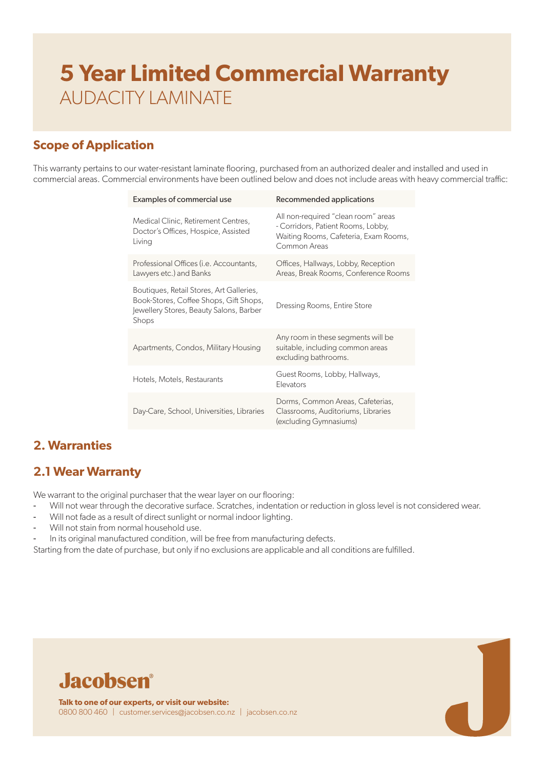# 5 Year Limited Commercial Warranty
AUDACITY LAMINATE

## Scope of Application

This warranty pertains to our water-resistant laminate flooring, purchased from an authorized dealer and installed and used in commercial areas. Commercial environments have been outlined below and does not include areas with heavy commercial traffic:

| Examples of commercial use | Recommended applications |
|---|---|
| Medical Clinic, Retirement Centres, Doctor's Offices, Hospice, Assisted Living | All non-required "clean room" areas - Corridors, Patient Rooms, Lobby, Waiting Rooms, Cafeteria, Exam Rooms, Common Areas |
| Professional Offices (i.e. Accountants, Lawyers etc.) and Banks | Offices, Hallways, Lobby, Reception Areas, Break Rooms, Conference Rooms |
| Boutiques, Retail Stores, Art Galleries, Book-Stores, Coffee Shops, Gift Shops, Jewellery Stores, Beauty Salons, Barber Shops | Dressing Rooms, Entire Store |
| Apartments, Condos, Military Housing | Any room in these segments will be suitable, including common areas excluding bathrooms. |
| Hotels, Motels, Restaurants | Guest Rooms, Lobby, Hallways, Elevators |
| Day-Care, School, Universities, Libraries | Dorms, Common Areas, Cafeterias, Classrooms, Auditoriums, Libraries (excluding Gymnasiums) |

## 2. Warranties

## 2.1 Wear Warranty

We warrant to the original purchaser that the wear layer on our flooring:

- Will not wear through the decorative surface. Scratches, indentation or reduction in gloss level is not considered wear.
- Will not fade as a result of direct sunlight or normal indoor lighting.
- Will not stain from normal household use.
- In its original manufactured condition, will be free from manufacturing defects.

Starting from the date of purchase, but only if no exclusions are applicable and all conditions are fulfilled.

Jacobsen®

**Talk to one of our experts, or visit our website:**
0800 800 460 | customer.services@jacobsen.co.nz | jacobsen.co.nz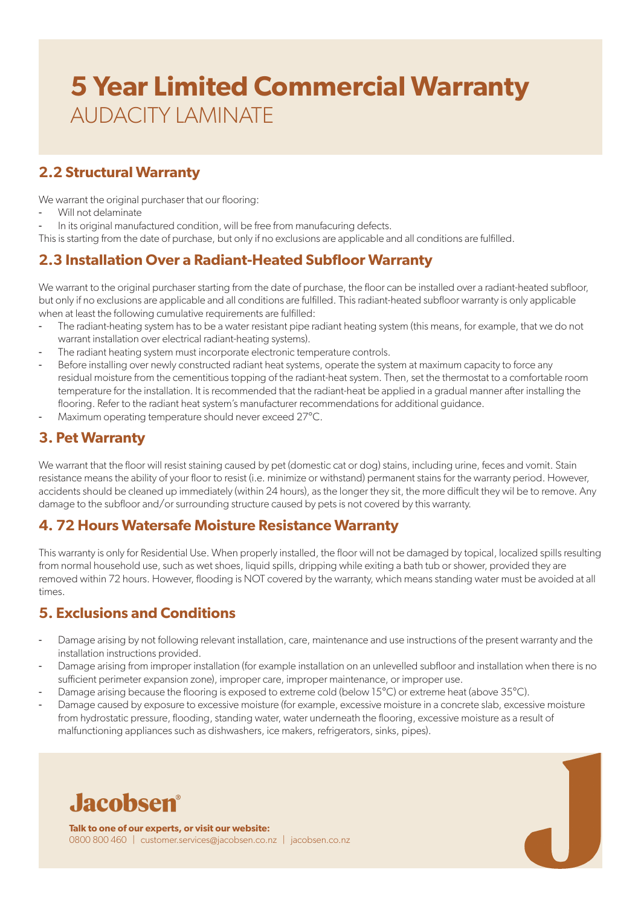# 5 Year Limited Commercial Warranty

AUDACITY LAMINATE

## 2.2 Structural Warranty

We warrant the original purchaser that our flooring:

- Will not delaminate
- In its original manufactured condition, will be free from manufacuring defects.

This is starting from the date of purchase, but only if no exclusions are applicable and all conditions are fulfilled.

## 2.3 Installation Over a Radiant-Heated Subfloor Warranty

We warrant to the original purchaser starting from the date of purchase, the floor can be installed over a radiant-heated subfloor, but only if no exclusions are applicable and all conditions are fulfilled. This radiant-heated subfloor warranty is only applicable when at least the following cumulative requirements are fulfilled:

- The radiant-heating system has to be a water resistant pipe radiant heating system (this means, for example, that we do not warrant installation over electrical radiant-heating systems).
- The radiant heating system must incorporate electronic temperature controls.
- Before installing over newly constructed radiant heat systems, operate the system at maximum capacity to force any residual moisture from the cementitious topping of the radiant-heat system. Then, set the thermostat to a comfortable room temperature for the installation. It is recommended that the radiant-heat be applied in a gradual manner after installing the flooring. Refer to the radiant heat system's manufacturer recommendations for additional guidance.
- Maximum operating temperature should never exceed 27°C.

## 3. Pet Warranty

We warrant that the floor will resist staining caused by pet (domestic cat or dog) stains, including urine, feces and vomit. Stain resistance means the ability of your floor to resist (i.e. minimize or withstand) permanent stains for the warranty period. However, accidents should be cleaned up immediately (within 24 hours), as the longer they sit, the more difficult they wil be to remove. Any damage to the subfloor and/or surrounding structure caused by pets is not covered by this warranty.

## 4. 72 Hours Watersafe Moisture Resistance Warranty

This warranty is only for Residential Use. When properly installed, the floor will not be damaged by topical, localized spills resulting from normal household use, such as wet shoes, liquid spills, dripping while exiting a bath tub or shower, provided they are removed within 72 hours. However, flooding is NOT covered by the warranty, which means standing water must be avoided at all times.

## 5. Exclusions and Conditions

- Damage arising by not following relevant installation, care, maintenance and use instructions of the present warranty and the installation instructions provided.
- Damage arising from improper installation (for example installation on an unlevelled subfloor and installation when there is no sufficient perimeter expansion zone), improper care, improper maintenance, or improper use.
- Damage arising because the flooring is exposed to extreme cold (below 15°C) or extreme heat (above 35°C).
- Damage caused by exposure to excessive moisture (for example, excessive moisture in a concrete slab, excessive moisture from hydrostatic pressure, flooding, standing water, water underneath the flooring, excessive moisture as a result of malfunctioning appliances such as dishwashers, ice makers, refrigerators, sinks, pipes).

**Jacobsen®**

**Talk to one of our experts, or visit our website:**
0800 800 460 | customer.services@jacobsen.co.nz | jacobsen.co.nz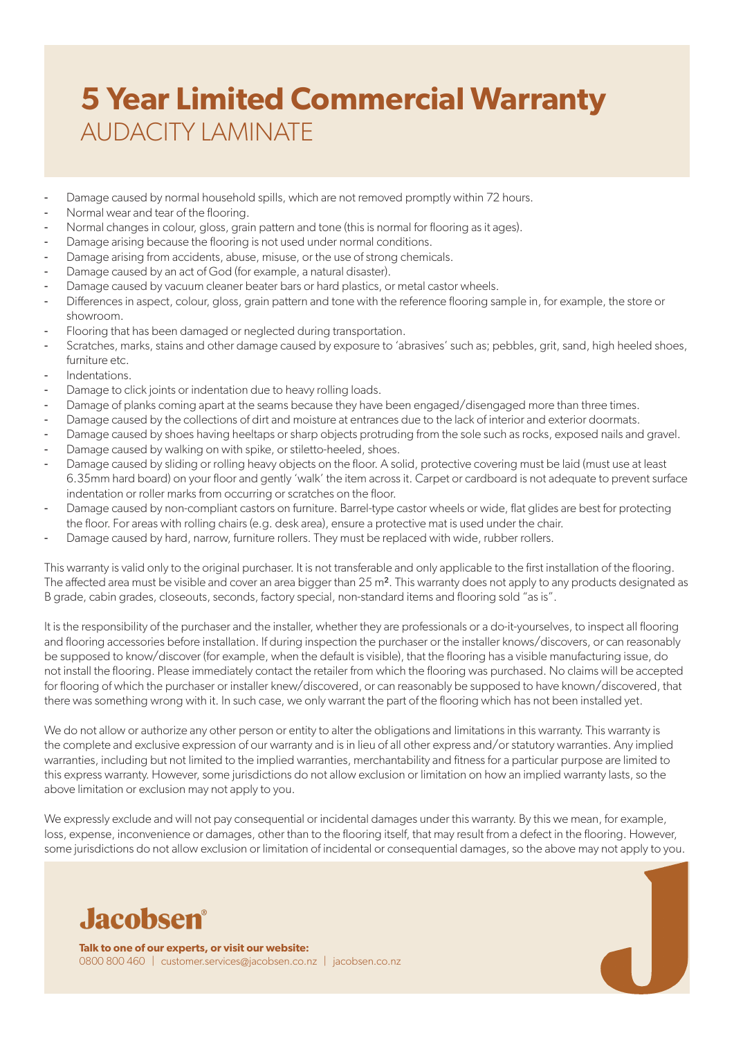# 5 Year Limited Commercial Warranty

## AUDACITY LAMINATE

- Damage caused by normal household spills, which are not removed promptly within 72 hours.
- Normal wear and tear of the flooring.
- Normal changes in colour, gloss, grain pattern and tone (this is normal for flooring as it ages).
- Damage arising because the flooring is not used under normal conditions.
- Damage arising from accidents, abuse, misuse, or the use of strong chemicals.
- Damage caused by an act of God (for example, a natural disaster).
- Damage caused by vacuum cleaner beater bars or hard plastics, or metal castor wheels.
- Differences in aspect, colour, gloss, grain pattern and tone with the reference flooring sample in, for example, the store or showroom.
- Flooring that has been damaged or neglected during transportation.
- Scratches, marks, stains and other damage caused by exposure to 'abrasives' such as; pebbles, grit, sand, high heeled shoes, furniture etc.
- Indentations.
- Damage to click joints or indentation due to heavy rolling loads.
- Damage of planks coming apart at the seams because they have been engaged/disengaged more than three times.
- Damage caused by the collections of dirt and moisture at entrances due to the lack of interior and exterior doormats.
- Damage caused by shoes having heeltaps or sharp objects protruding from the sole such as rocks, exposed nails and gravel.
- Damage caused by walking on with spike, or stiletto-heeled, shoes.
- Damage caused by sliding or rolling heavy objects on the floor. A solid, protective covering must be laid (must use at least 6.35mm hard board) on your floor and gently 'walk' the item across it. Carpet or cardboard is not adequate to prevent surface indentation or roller marks from occurring or scratches on the floor.
- Damage caused by non-compliant castors on furniture. Barrel-type castor wheels or wide, flat glides are best for protecting the floor. For areas with rolling chairs (e.g. desk area), ensure a protective mat is used under the chair.
- Damage caused by hard, narrow, furniture rollers. They must be replaced with wide, rubber rollers.

This warranty is valid only to the original purchaser. It is not transferable and only applicable to the first installation of the flooring. The affected area must be visible and cover an area bigger than 25 m². This warranty does not apply to any products designated as B grade, cabin grades, closeouts, seconds, factory special, non-standard items and flooring sold "as is".

It is the responsibility of the purchaser and the installer, whether they are professionals or a do-it-yourselves, to inspect all flooring and flooring accessories before installation. If during inspection the purchaser or the installer knows/discovers, or can reasonably be supposed to know/discover (for example, when the default is visible), that the flooring has a visible manufacturing issue, do not install the flooring. Please immediately contact the retailer from which the flooring was purchased. No claims will be accepted for flooring of which the purchaser or installer knew/discovered, or can reasonably be supposed to have known/discovered, that there was something wrong with it. In such case, we only warrant the part of the flooring which has not been installed yet.

We do not allow or authorize any other person or entity to alter the obligations and limitations in this warranty. This warranty is the complete and exclusive expression of our warranty and is in lieu of all other express and/or statutory warranties. Any implied warranties, including but not limited to the implied warranties, merchantability and fitness for a particular purpose are limited to this express warranty. However, some jurisdictions do not allow exclusion or limitation on how an implied warranty lasts, so the above limitation or exclusion may not apply to you.

We expressly exclude and will not pay consequential or incidental damages under this warranty. By this we mean, for example, loss, expense, inconvenience or damages, other than to the flooring itself, that may result from a defect in the flooring. However, some jurisdictions do not allow exclusion or limitation of incidental or consequential damages, so the above may not apply to you.

**Jacobsen®**

**Talk to one of our experts, or visit our website:**
0800 800 460 | customer.services@jacobsen.co.nz | jacobsen.co.nz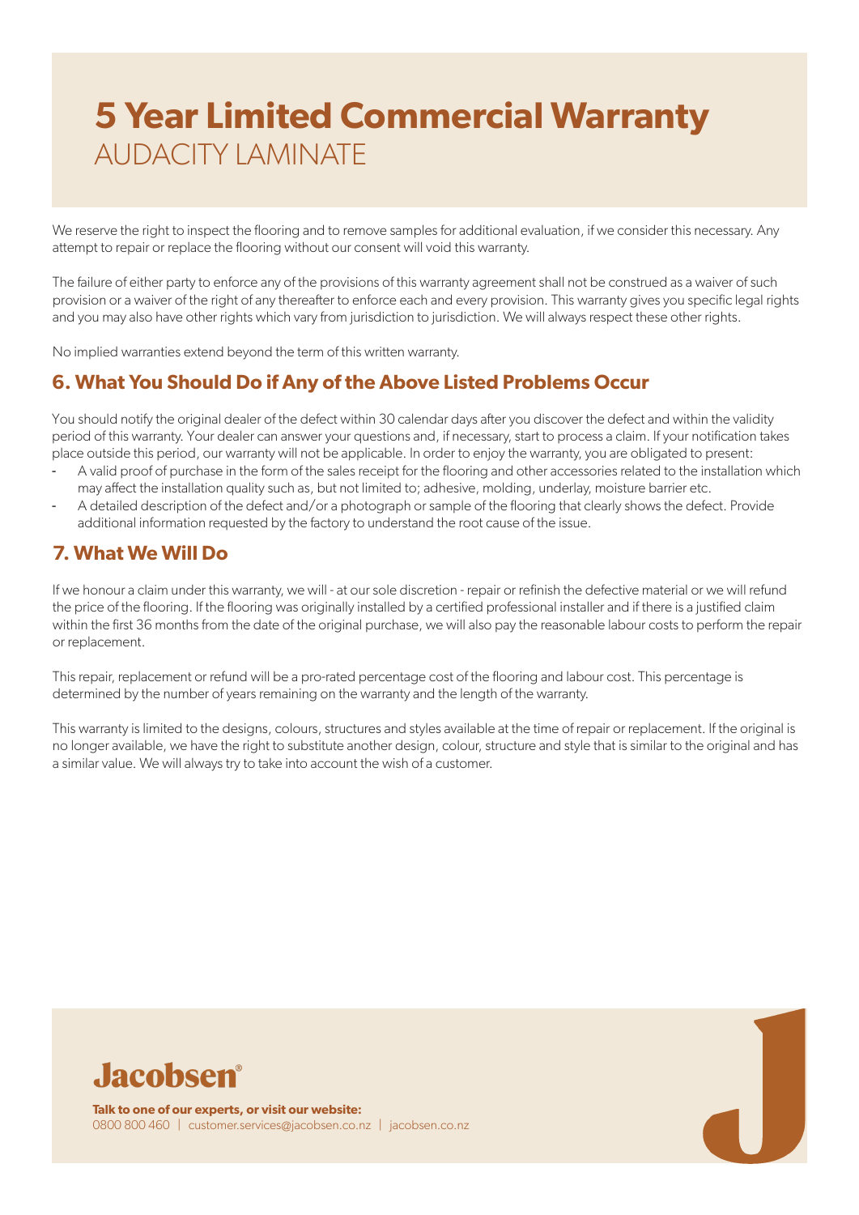# 5 Year Limited Commercial Warranty
AUDACITY LAMINATE

We reserve the right to inspect the flooring and to remove samples for additional evaluation, if we consider this necessary. Any attempt to repair or replace the flooring without our consent will void this warranty.

The failure of either party to enforce any of the provisions of this warranty agreement shall not be construed as a waiver of such provision or a waiver of the right of any thereafter to enforce each and every provision. This warranty gives you specific legal rights and you may also have other rights which vary from jurisdiction to jurisdiction. We will always respect these other rights.

No implied warranties extend beyond the term of this written warranty.

## 6. What You Should Do if Any of the Above Listed Problems Occur

You should notify the original dealer of the defect within 30 calendar days after you discover the defect and within the validity period of this warranty. Your dealer can answer your questions and, if necessary, start to process a claim. If your notification takes place outside this period, our warranty will not be applicable. In order to enjoy the warranty, you are obligated to present:

- A valid proof of purchase in the form of the sales receipt for the flooring and other accessories related to the installation which may affect the installation quality such as, but not limited to; adhesive, molding, underlay, moisture barrier etc.
- A detailed description of the defect and/or a photograph or sample of the flooring that clearly shows the defect. Provide additional information requested by the factory to understand the root cause of the issue.

## 7. What We Will Do

If we honour a claim under this warranty, we will - at our sole discretion - repair or refinish the defective material or we will refund the price of the flooring. If the flooring was originally installed by a certified professional installer and if there is a justified claim within the first 36 months from the date of the original purchase, we will also pay the reasonable labour costs to perform the repair or replacement.

This repair, replacement or refund will be a pro-rated percentage cost of the flooring and labour cost. This percentage is determined by the number of years remaining on the warranty and the length of the warranty.

This warranty is limited to the designs, colours, structures and styles available at the time of repair or replacement. If the original is no longer available, we have the right to substitute another design, colour, structure and style that is similar to the original and has a similar value. We will always try to take into account the wish of a customer.

**Jacobsen®**

**Talk to one of our experts, or visit our website:**
0800 800 460 | customer.services@jacobsen.co.nz | jacobsen.co.nz